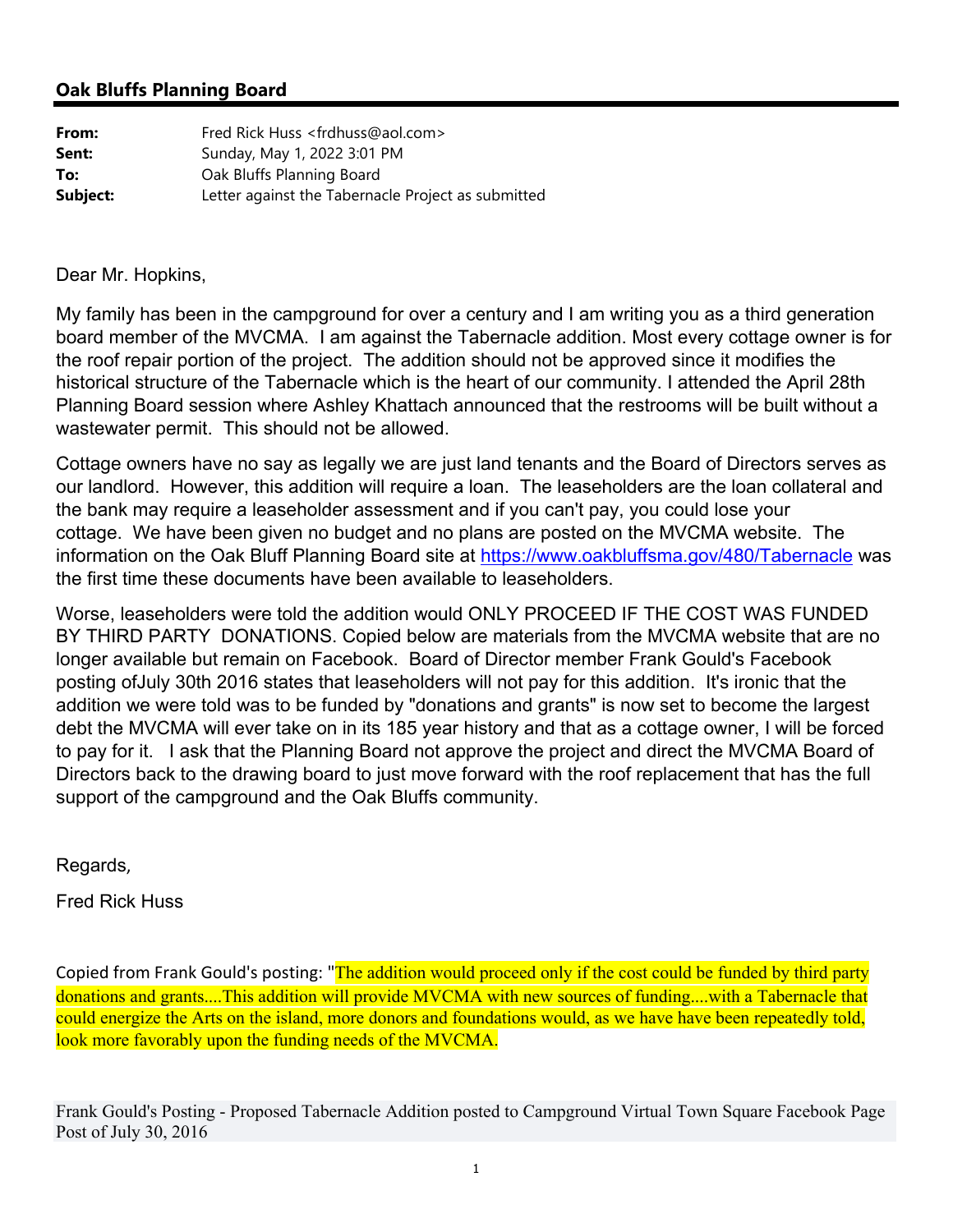## Oak Bluffs Planning Board

| | |
|---|---|
| **From:** | Fred Rick Huss <frdhuss@aol.com> |
| **Sent:** | Sunday, May 1, 2022 3:01 PM |
| **To:** | Oak Bluffs Planning Board |
| **Subject:** | Letter against the Tabernacle Project as submitted |

Dear Mr. Hopkins,

My family has been in the campground for over a century and I am writing you as a third generation board member of the MVCMA. I am against the Tabernacle addition. Most every cottage owner is for the roof repair portion of the project. The addition should not be approved since it modifies the historical structure of the Tabernacle which is the heart of our community. I attended the April 28th Planning Board session where Ashley Khattach announced that the restrooms will be built without a wastewater permit. This should not be allowed.

Cottage owners have no say as legally we are just land tenants and the Board of Directors serves as our landlord. However, this addition will require a loan. The leaseholders are the loan collateral and the bank may require a leaseholder assessment and if you can't pay, you could lose your cottage. We have been given no budget and no plans are posted on the MVCMA website. The information on the Oak Bluff Planning Board site at https://www.oakbluffsma.gov/480/Tabernacle was the first time these documents have been available to leaseholders.

Worse, leaseholders were told the addition would ONLY PROCEED IF THE COST WAS FUNDED BY THIRD PARTY DONATIONS. Copied below are materials from the MVCMA website that are no longer available but remain on Facebook. Board of Director member Frank Gould's Facebook posting ofJuly 30th 2016 states that leaseholders will not pay for this addition. It's ironic that the addition we were told was to be funded by "donations and grants" is now set to become the largest debt the MVCMA will ever take on in its 185 year history and that as a cottage owner, I will be forced to pay for it. I ask that the Planning Board not approve the project and direct the MVCMA Board of Directors back to the drawing board to just move forward with the roof replacement that has the full support of the campground and the Oak Bluffs community.

Regards,

Fred Rick Huss

Copied from Frank Gould's posting: "The addition would proceed only if the cost could be funded by third party donations and grants....This addition will provide MVCMA with new sources of funding....with a Tabernacle that could energize the Arts on the island, more donors and foundations would, as we have have been repeatedly told, look more favorably upon the funding needs of the MVCMA.

Frank Gould's Posting - Proposed Tabernacle Addition posted to Campground Virtual Town Square Facebook Page Post of July 30, 2016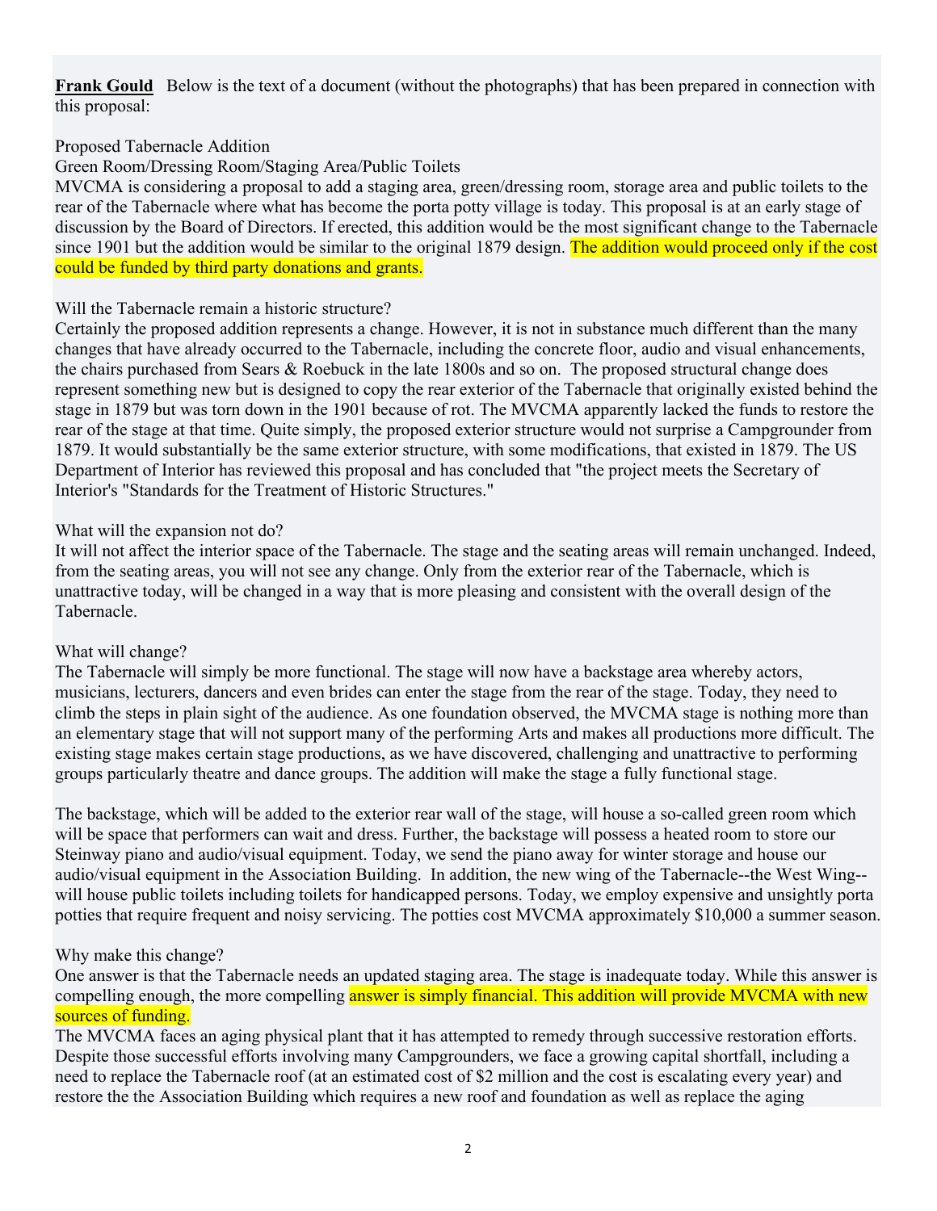**Frank Gould** Below is the text of a document (without the photographs) that has been prepared in connection with this proposal:

Proposed Tabernacle Addition

Green Room/Dressing Room/Staging Area/Public Toilets

MVCMA is considering a proposal to add a staging area, green/dressing room, storage area and public toilets to the rear of the Tabernacle where what has become the porta potty village is today. This proposal is at an early stage of discussion by the Board of Directors. If erected, this addition would be the most significant change to the Tabernacle since 1901 but the addition would be similar to the original 1879 design. The addition would proceed only if the cost could be funded by third party donations and grants.

Will the Tabernacle remain a historic structure?

Certainly the proposed addition represents a change. However, it is not in substance much different than the many changes that have already occurred to the Tabernacle, including the concrete floor, audio and visual enhancements, the chairs purchased from Sears & Roebuck in the late 1800s and so on. The proposed structural change does represent something new but is designed to copy the rear exterior of the Tabernacle that originally existed behind the stage in 1879 but was torn down in the 1901 because of rot. The MVCMA apparently lacked the funds to restore the rear of the stage at that time. Quite simply, the proposed exterior structure would not surprise a Campgrounder from 1879. It would substantially be the same exterior structure, with some modifications, that existed in 1879. The US Department of Interior has reviewed this proposal and has concluded that "the project meets the Secretary of Interior's "Standards for the Treatment of Historic Structures."

What will the expansion not do?

It will not affect the interior space of the Tabernacle. The stage and the seating areas will remain unchanged. Indeed, from the seating areas, you will not see any change. Only from the exterior rear of the Tabernacle, which is unattractive today, will be changed in a way that is more pleasing and consistent with the overall design of the Tabernacle.

What will change?

The Tabernacle will simply be more functional. The stage will now have a backstage area whereby actors, musicians, lecturers, dancers and even brides can enter the stage from the rear of the stage. Today, they need to climb the steps in plain sight of the audience. As one foundation observed, the MVCMA stage is nothing more than an elementary stage that will not support many of the performing Arts and makes all productions more difficult. The existing stage makes certain stage productions, as we have discovered, challenging and unattractive to performing groups particularly theatre and dance groups. The addition will make the stage a fully functional stage.

The backstage, which will be added to the exterior rear wall of the stage, will house a so-called green room which will be space that performers can wait and dress. Further, the backstage will possess a heated room to store our Steinway piano and audio/visual equipment. Today, we send the piano away for winter storage and house our audio/visual equipment in the Association Building. In addition, the new wing of the Tabernacle--the West Wing--will house public toilets including toilets for handicapped persons. Today, we employ expensive and unsightly porta potties that require frequent and noisy servicing. The potties cost MVCMA approximately $10,000 a summer season.

Why make this change?

One answer is that the Tabernacle needs an updated staging area. The stage is inadequate today. While this answer is compelling enough, the more compelling answer is simply financial. This addition will provide MVCMA with new sources of funding.

The MVCMA faces an aging physical plant that it has attempted to remedy through successive restoration efforts. Despite those successful efforts involving many Campgrounders, we face a growing capital shortfall, including a need to replace the Tabernacle roof (at an estimated cost of $2 million and the cost is escalating every year) and restore the the Association Building which requires a new roof and foundation as well as replace the aging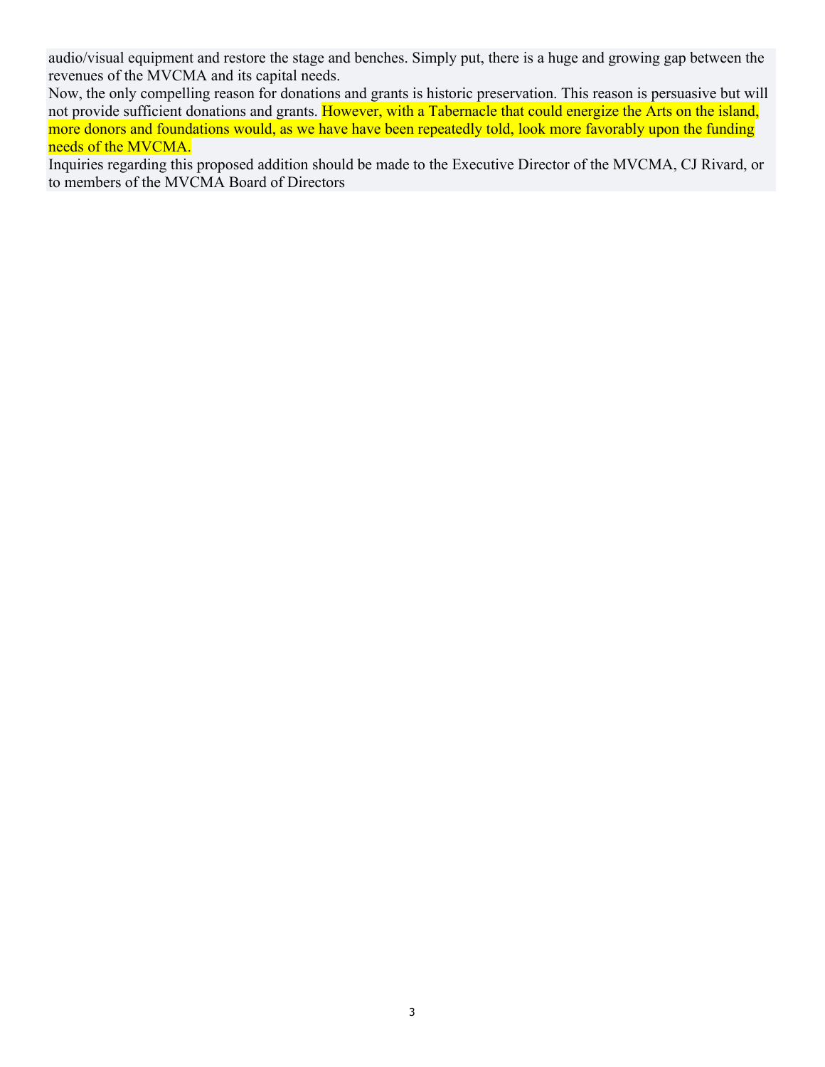audio/visual equipment and restore the stage and benches. Simply put, there is a huge and growing gap between the revenues of the MVCMA and its capital needs.

Now, the only compelling reason for donations and grants is historic preservation. This reason is persuasive but will not provide sufficient donations and grants. However, with a Tabernacle that could energize the Arts on the island, more donors and foundations would, as we have have been repeatedly told, look more favorably upon the funding needs of the MVCMA.

Inquiries regarding this proposed addition should be made to the Executive Director of the MVCMA, CJ Rivard, or to members of the MVCMA Board of Directors